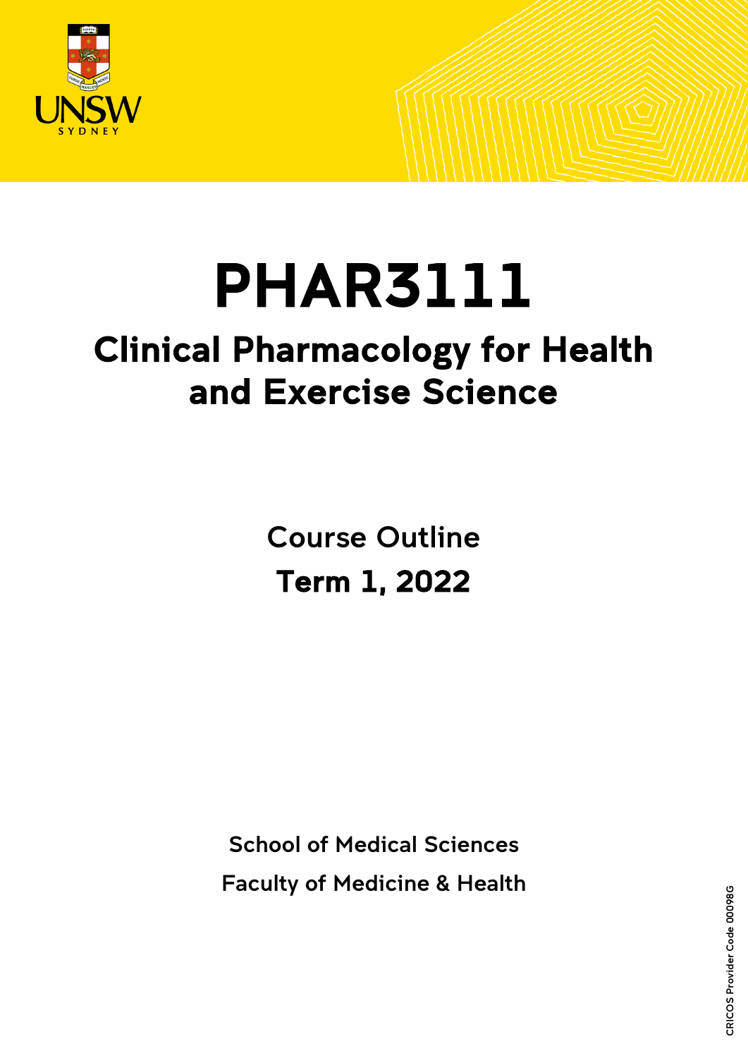# PHAR3111

## Clinical Pharmacology for Health and Exercise Science

Course Outline

**Term 1, 2022**

School of Medical Sciences

Faculty of Medicine & Health

CRICOS Provider Code 00098G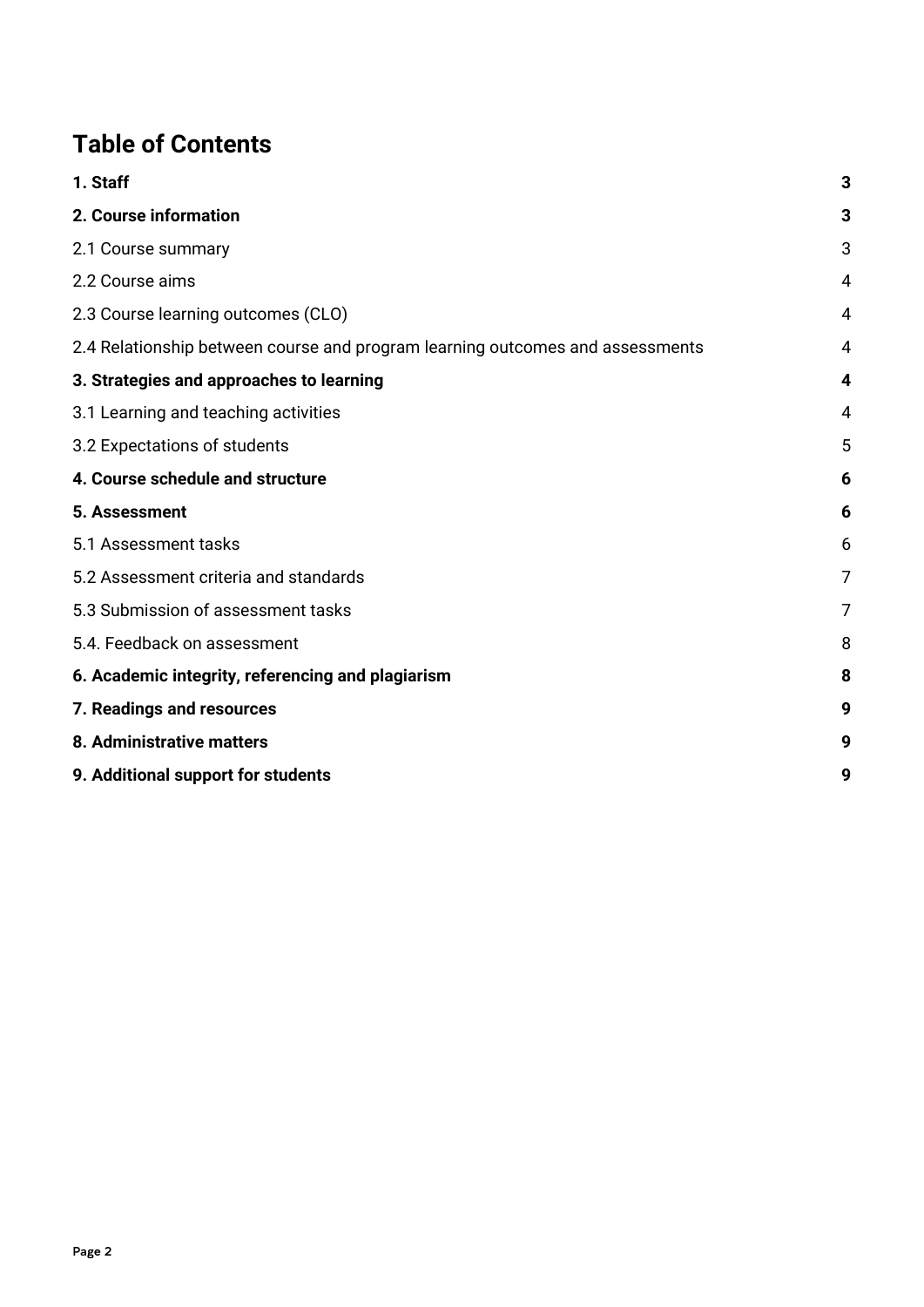# Table of Contents

| | |
|---|---|
| **1. Staff** | **3** |
| **2. Course information** | **3** |
| 2.1 Course summary | 3 |
| 2.2 Course aims | 4 |
| 2.3 Course learning outcomes (CLO) | 4 |
| 2.4 Relationship between course and program learning outcomes and assessments | 4 |
| **3. Strategies and approaches to learning** | **4** |
| 3.1 Learning and teaching activities | 4 |
| 3.2 Expectations of students | 5 |
| **4. Course schedule and structure** | **6** |
| **5. Assessment** | **6** |
| 5.1 Assessment tasks | 6 |
| 5.2 Assessment criteria and standards | 7 |
| 5.3 Submission of assessment tasks | 7 |
| 5.4. Feedback on assessment | 8 |
| **6. Academic integrity, referencing and plagiarism** | **8** |
| **7. Readings and resources** | **9** |
| **8. Administrative matters** | **9** |
| **9. Additional support for students** | **9** |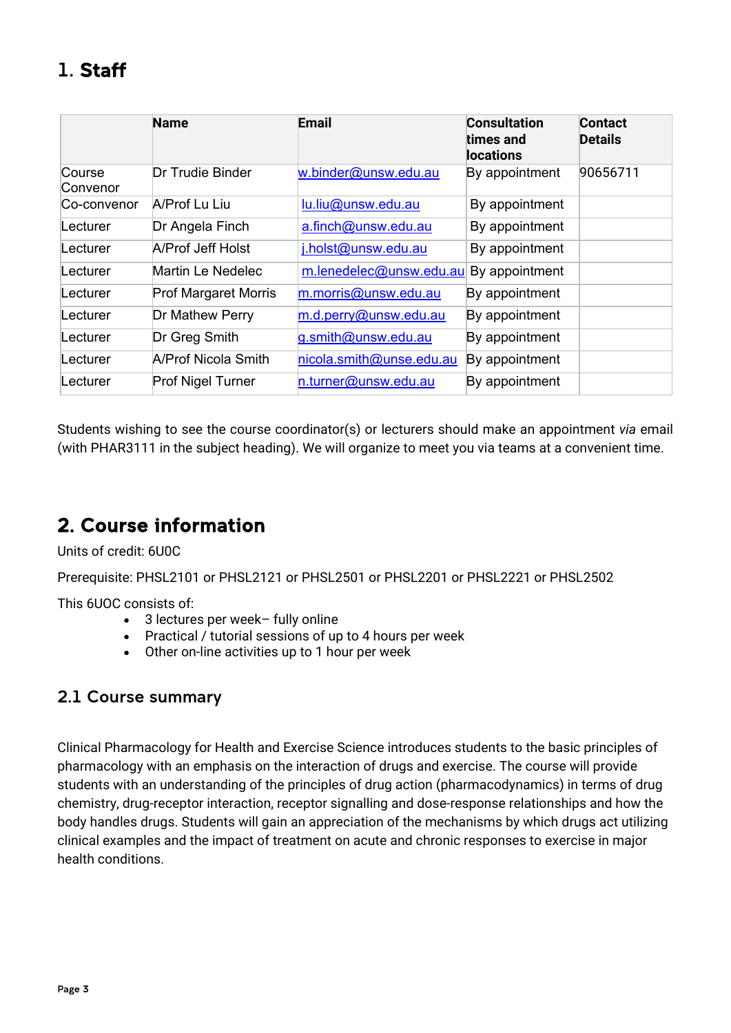# 1. Staff

| | Name | Email | Consultation times and locations | Contact Details |
|---|---|---|---|---|
| Course Convenor | Dr Trudie Binder | w.binder@unsw.edu.au | By appointment | 90656711 |
| Co-convenor | A/Prof Lu Liu | lu.liu@unsw.edu.au | By appointment | |
| Lecturer | Dr Angela Finch | a.finch@unsw.edu.au | By appointment | |
| Lecturer | A/Prof Jeff Holst | j.holst@unsw.edu.au | By appointment | |
| Lecturer | Martin Le Nedelec | m.lenedelec@unsw.edu.au | By appointment | |
| Lecturer | Prof Margaret Morris | m.morris@unsw.edu.au | By appointment | |
| Lecturer | Dr Mathew Perry | m.d.perry@unsw.edu.au | By appointment | |
| Lecturer | Dr Greg Smith | g.smith@unsw.edu.au | By appointment | |
| Lecturer | A/Prof Nicola Smith | nicola.smith@unse.edu.au | By appointment | |
| Lecturer | Prof Nigel Turner | n.turner@unsw.edu.au | By appointment | |

Students wishing to see the course coordinator(s) or lecturers should make an appointment *via* email (with PHAR3111 in the subject heading). We will organize to meet you via teams at a convenient time.

# 2. Course information

Units of credit: 6U0C

Prerequisite: PHSL2101 or PHSL2121 or PHSL2501 or PHSL2201 or PHSL2221 or PHSL2502

This 6UOC consists of:

- 3 lectures per week– fully online
- Practical / tutorial sessions of up to 4 hours per week
- Other on-line activities up to 1 hour per week

## 2.1 Course summary

Clinical Pharmacology for Health and Exercise Science introduces students to the basic principles of pharmacology with an emphasis on the interaction of drugs and exercise. The course will provide students with an understanding of the principles of drug action (pharmacodynamics) in terms of drug chemistry, drug-receptor interaction, receptor signalling and dose-response relationships and how the body handles drugs. Students will gain an appreciation of the mechanisms by which drugs act utilizing clinical examples and the impact of treatment on acute and chronic responses to exercise in major health conditions.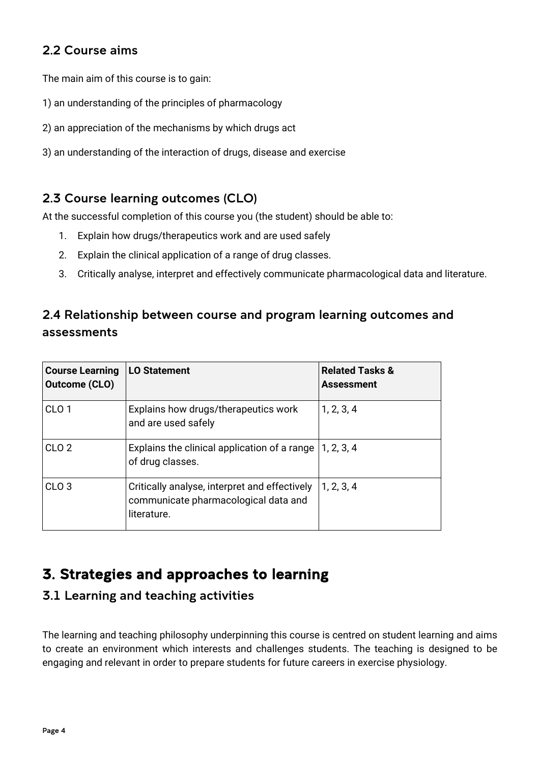### 2.2 Course aims

The main aim of this course is to gain:

1) an understanding of the principles of pharmacology

2) an appreciation of the mechanisms by which drugs act

3) an understanding of the interaction of drugs, disease and exercise

### 2.3 Course learning outcomes (CLO)

At the successful completion of this course you (the student) should be able to:

1. Explain how drugs/therapeutics work and are used safely
2. Explain the clinical application of a range of drug classes.
3. Critically analyse, interpret and effectively communicate pharmacological data and literature.

### 2.4 Relationship between course and program learning outcomes and assessments

| Course Learning Outcome (CLO) | LO Statement | Related Tasks & Assessment |
|---|---|---|
| CLO 1 | Explains how drugs/therapeutics work and are used safely | 1, 2, 3, 4 |
| CLO 2 | Explains the clinical application of a range of drug classes. | 1, 2, 3, 4 |
| CLO 3 | Critically analyse, interpret and effectively communicate pharmacological data and literature. | 1, 2, 3, 4 |

## 3. Strategies and approaches to learning

### 3.1 Learning and teaching activities

The learning and teaching philosophy underpinning this course is centred on student learning and aims to create an environment which interests and challenges students. The teaching is designed to be engaging and relevant in order to prepare students for future careers in exercise physiology.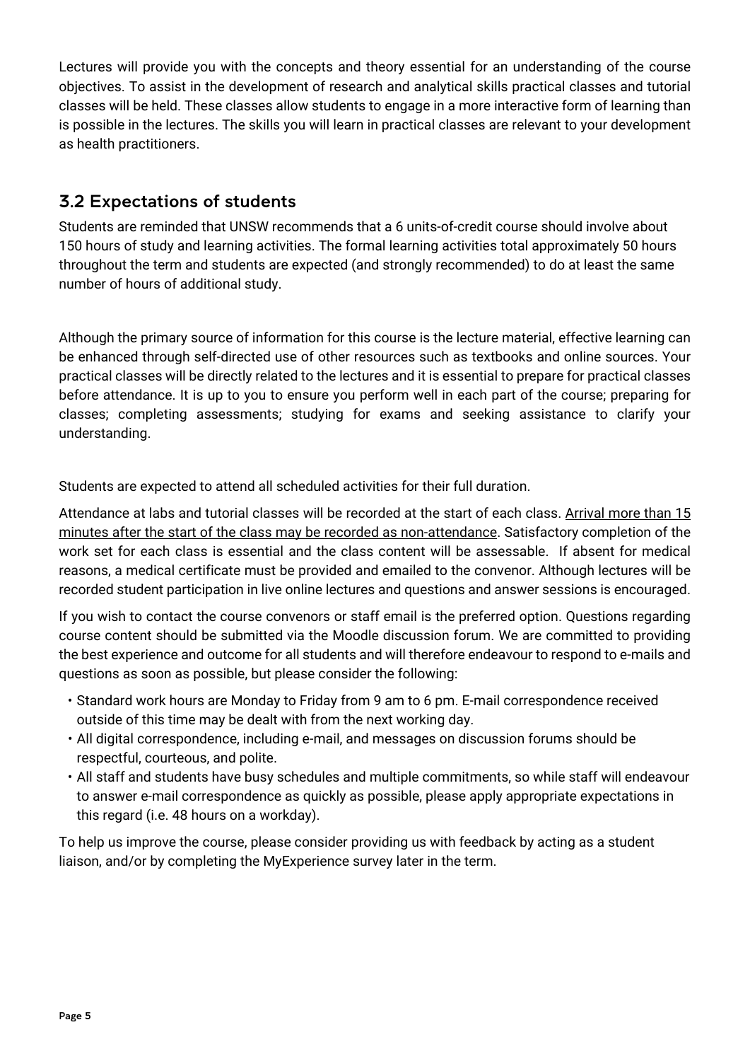Lectures will provide you with the concepts and theory essential for an understanding of the course objectives. To assist in the development of research and analytical skills practical classes and tutorial classes will be held. These classes allow students to engage in a more interactive form of learning than is possible in the lectures. The skills you will learn in practical classes are relevant to your development as health practitioners.

## 3.2 Expectations of students

Students are reminded that UNSW recommends that a 6 units-of-credit course should involve about 150 hours of study and learning activities. The formal learning activities total approximately 50 hours throughout the term and students are expected (and strongly recommended) to do at least the same number of hours of additional study.

Although the primary source of information for this course is the lecture material, effective learning can be enhanced through self-directed use of other resources such as textbooks and online sources. Your practical classes will be directly related to the lectures and it is essential to prepare for practical classes before attendance. It is up to you to ensure you perform well in each part of the course; preparing for classes; completing assessments; studying for exams and seeking assistance to clarify your understanding.

Students are expected to attend all scheduled activities for their full duration.

Attendance at labs and tutorial classes will be recorded at the start of each class. <u>Arrival more than 15 minutes after the start of the class may be recorded as non-attendance</u>. Satisfactory completion of the work set for each class is essential and the class content will be assessable. If absent for medical reasons, a medical certificate must be provided and emailed to the convenor. Although lectures will be recorded student participation in live online lectures and questions and answer sessions is encouraged.

If you wish to contact the course convenors or staff email is the preferred option. Questions regarding course content should be submitted via the Moodle discussion forum. We are committed to providing the best experience and outcome for all students and will therefore endeavour to respond to e-mails and questions as soon as possible, but please consider the following:

- Standard work hours are Monday to Friday from 9 am to 6 pm. E-mail correspondence received outside of this time may be dealt with from the next working day.
- All digital correspondence, including e-mail, and messages on discussion forums should be respectful, courteous, and polite.
- All staff and students have busy schedules and multiple commitments, so while staff will endeavour to answer e-mail correspondence as quickly as possible, please apply appropriate expectations in this regard (i.e. 48 hours on a workday).

To help us improve the course, please consider providing us with feedback by acting as a student liaison, and/or by completing the MyExperience survey later in the term.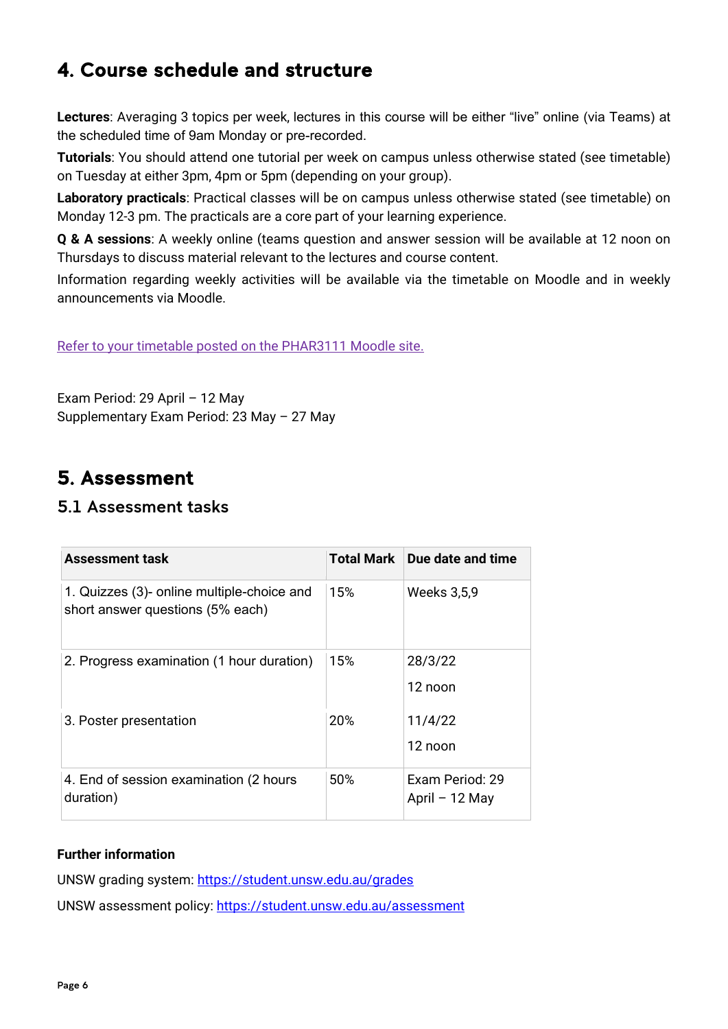# 4. Course schedule and structure

**Lectures**: Averaging 3 topics per week, lectures in this course will be either "live" online (via Teams) at the scheduled time of 9am Monday or pre-recorded.

**Tutorials**: You should attend one tutorial per week on campus unless otherwise stated (see timetable) on Tuesday at either 3pm, 4pm or 5pm (depending on your group).

**Laboratory practicals**: Practical classes will be on campus unless otherwise stated (see timetable) on Monday 12-3 pm. The practicals are a core part of your learning experience.

**Q & A sessions**: A weekly online (teams question and answer session will be available at 12 noon on Thursdays to discuss material relevant to the lectures and course content.

Information regarding weekly activities will be available via the timetable on Moodle and in weekly announcements via Moodle.

Refer to your timetable posted on the PHAR3111 Moodle site.

Exam Period: 29 April – 12 May
Supplementary Exam Period: 23 May – 27 May

# 5. Assessment

## 5.1 Assessment tasks

| Assessment task | Total Mark | Due date and time |
|---|---|---|
| 1. Quizzes (3)- online multiple-choice and short answer questions (5% each) | 15% | Weeks 3,5,9 |
| 2. Progress examination (1 hour duration) | 15% | 28/3/22 12 noon |
| 3. Poster presentation | 20% | 11/4/22 12 noon |
| 4. End of session examination (2 hours duration) | 50% | Exam Period: 29 April – 12 May |

**Further information**

UNSW grading system: https://student.unsw.edu.au/grades

UNSW assessment policy: https://student.unsw.edu.au/assessment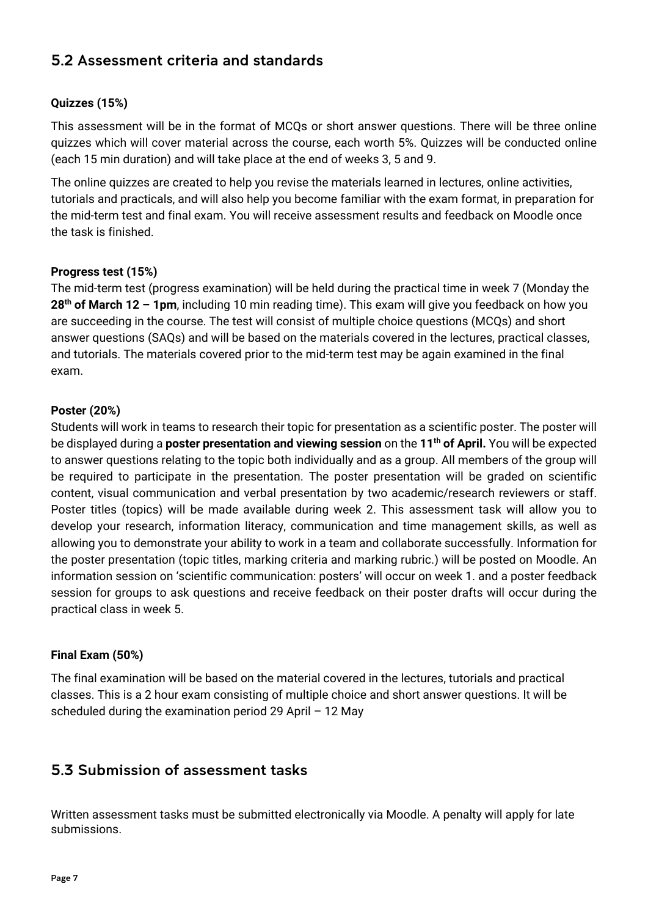## 5.2 Assessment criteria and standards

**Quizzes (15%)**

This assessment will be in the format of MCQs or short answer questions. There will be three online quizzes which will cover material across the course, each worth 5%. Quizzes will be conducted online (each 15 min duration) and will take place at the end of weeks 3, 5 and 9.

The online quizzes are created to help you revise the materials learned in lectures, online activities, tutorials and practicals, and will also help you become familiar with the exam format, in preparation for the mid-term test and final exam. You will receive assessment results and feedback on Moodle once the task is finished.

**Progress test (15%)**

The mid-term test (progress examination) will be held during the practical time in week 7 (Monday the **28th of March 12 – 1pm**, including 10 min reading time). This exam will give you feedback on how you are succeeding in the course. The test will consist of multiple choice questions (MCQs) and short answer questions (SAQs) and will be based on the materials covered in the lectures, practical classes, and tutorials. The materials covered prior to the mid-term test may be again examined in the final exam.

**Poster (20%)**

Students will work in teams to research their topic for presentation as a scientific poster. The poster will be displayed during a **poster presentation and viewing session** on the **11th of April.** You will be expected to answer questions relating to the topic both individually and as a group. All members of the group will be required to participate in the presentation. The poster presentation will be graded on scientific content, visual communication and verbal presentation by two academic/research reviewers or staff. Poster titles (topics) will be made available during week 2. This assessment task will allow you to develop your research, information literacy, communication and time management skills, as well as allowing you to demonstrate your ability to work in a team and collaborate successfully. Information for the poster presentation (topic titles, marking criteria and marking rubric.) will be posted on Moodle. An information session on 'scientific communication: posters' will occur on week 1. and a poster feedback session for groups to ask questions and receive feedback on their poster drafts will occur during the practical class in week 5.

**Final Exam (50%)**

The final examination will be based on the material covered in the lectures, tutorials and practical classes. This is a 2 hour exam consisting of multiple choice and short answer questions. It will be scheduled during the examination period 29 April – 12 May

## 5.3 Submission of assessment tasks

Written assessment tasks must be submitted electronically via Moodle. A penalty will apply for late submissions.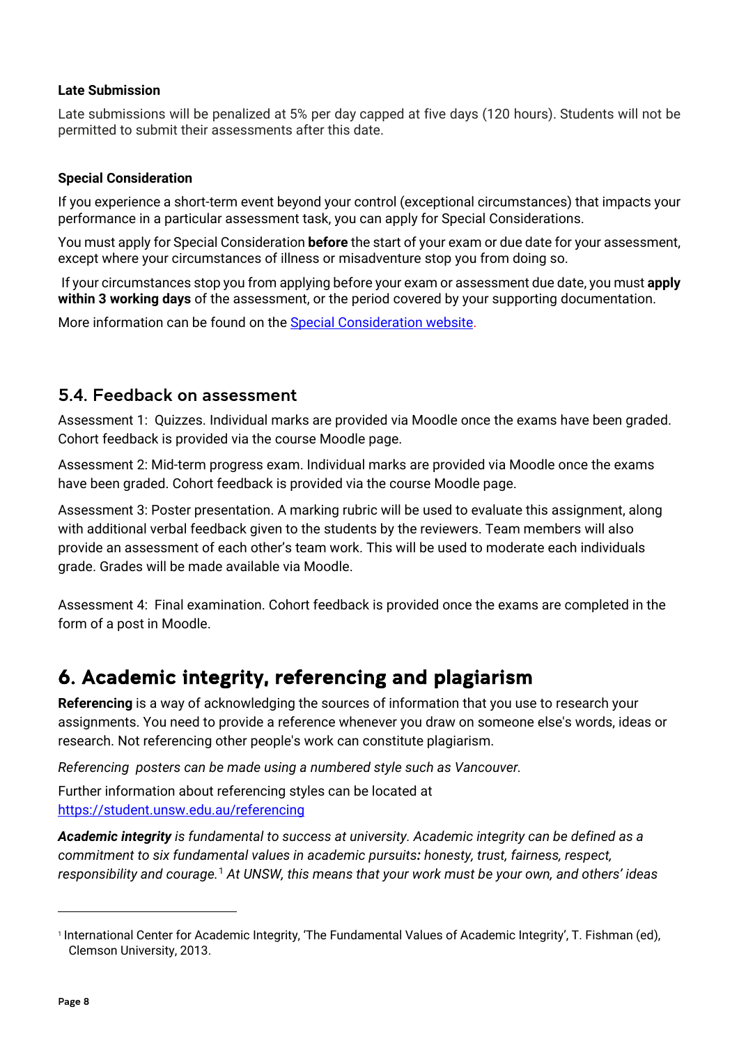**Late Submission**

Late submissions will be penalized at 5% per day capped at five days (120 hours). Students will not be permitted to submit their assessments after this date.

**Special Consideration**

If you experience a short-term event beyond your control (exceptional circumstances) that impacts your performance in a particular assessment task, you can apply for Special Considerations.

You must apply for Special Consideration **before** the start of your exam or due date for your assessment, except where your circumstances of illness or misadventure stop you from doing so.

If your circumstances stop you from applying before your exam or assessment due date, you must **apply within 3 working days** of the assessment, or the period covered by your supporting documentation.

More information can be found on the [Special Consideration website](Special Consideration website).

## 5.4. Feedback on assessment

Assessment 1: Quizzes. Individual marks are provided via Moodle once the exams have been graded. Cohort feedback is provided via the course Moodle page.

Assessment 2: Mid-term progress exam. Individual marks are provided via Moodle once the exams have been graded. Cohort feedback is provided via the course Moodle page.

Assessment 3: Poster presentation. A marking rubric will be used to evaluate this assignment, along with additional verbal feedback given to the students by the reviewers. Team members will also provide an assessment of each other's team work. This will be used to moderate each individuals grade. Grades will be made available via Moodle.

Assessment 4: Final examination. Cohort feedback is provided once the exams are completed in the form of a post in Moodle.

# 6. Academic integrity, referencing and plagiarism

**Referencing** is a way of acknowledging the sources of information that you use to research your assignments. You need to provide a reference whenever you draw on someone else's words, ideas or research. Not referencing other people's work can constitute plagiarism.

*Referencing posters can be made using a numbered style such as Vancouver.*

Further information about referencing styles can be located at https://student.unsw.edu.au/referencing

***Academic integrity** is fundamental to success at university. Academic integrity can be defined as a commitment to six fundamental values in academic pursuits**:** honesty, trust, fairness, respect, responsibility and courage.*[1] *At UNSW, this means that your work must be your own, and others' ideas*

---

[1] International Center for Academic Integrity, 'The Fundamental Values of Academic Integrity', T. Fishman (ed), Clemson University, 2013.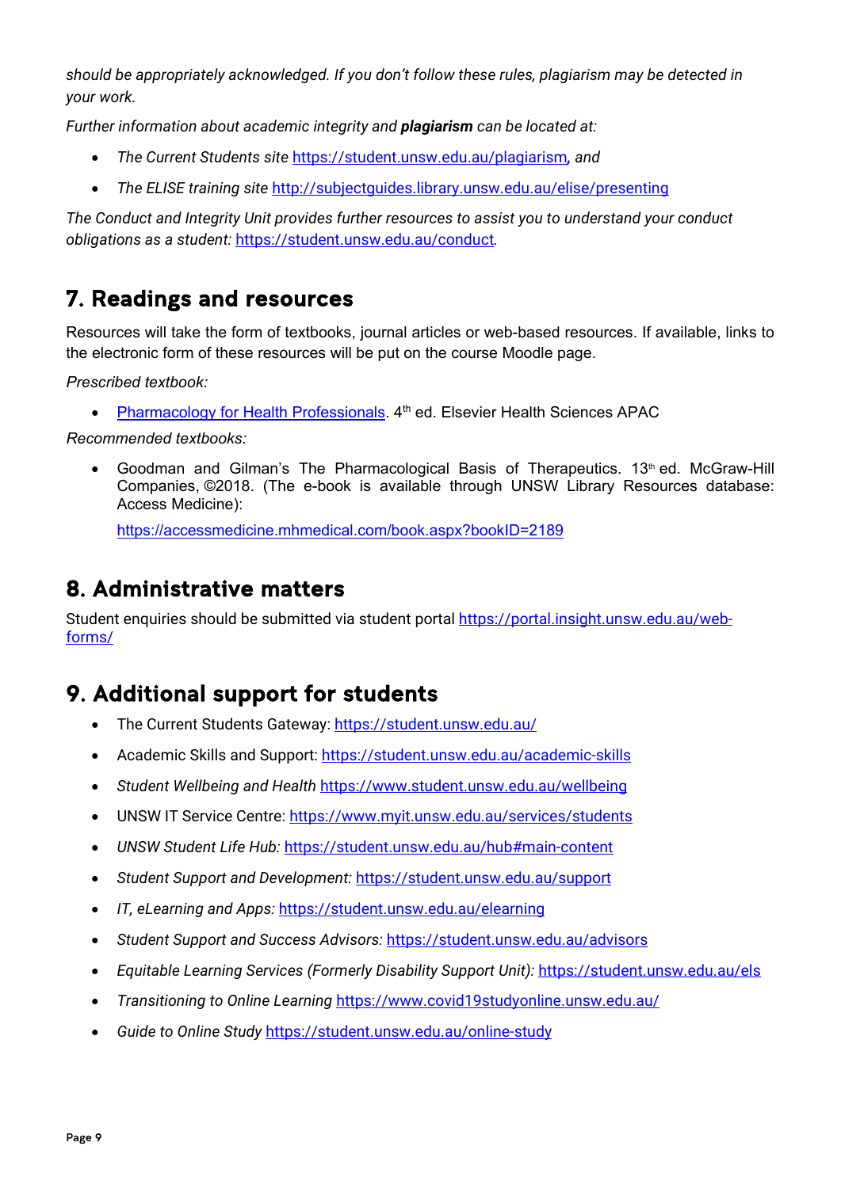*should be appropriately acknowledged. If you don't follow these rules, plagiarism may be detected in your work.*

*Further information about academic integrity and* ***plagiarism*** *can be located at:*

- *The Current Students site* https://student.unsw.edu.au/plagiarism*, and*
- *The ELISE training site* http://subjectguides.library.unsw.edu.au/elise/presenting

*The Conduct and Integrity Unit provides further resources to assist you to understand your conduct obligations as a student:* https://student.unsw.edu.au/conduct*.*

## 7. Readings and resources

Resources will take the form of textbooks, journal articles or web-based resources. If available, links to the electronic form of these resources will be put on the course Moodle page.

*Prescribed textbook:*

- Pharmacology for Health Professionals. 4th ed. Elsevier Health Sciences APAC

*Recommended textbooks:*

- Goodman and Gilman's The Pharmacological Basis of Therapeutics. 13th ed. McGraw-Hill Companies, ©2018. (The e-book is available through UNSW Library Resources database: Access Medicine):

  https://accessmedicine.mhmedical.com/book.aspx?bookID=2189

## 8. Administrative matters

Student enquiries should be submitted via student portal https://portal.insight.unsw.edu.au/web-forms/

## 9. Additional support for students

- The Current Students Gateway: https://student.unsw.edu.au/
- Academic Skills and Support: https://student.unsw.edu.au/academic-skills
- *Student Wellbeing and Health* https://www.student.unsw.edu.au/wellbeing
- UNSW IT Service Centre: https://www.myit.unsw.edu.au/services/students
- *UNSW Student Life Hub:* https://student.unsw.edu.au/hub#main-content
- *Student Support and Development:* https://student.unsw.edu.au/support
- *IT, eLearning and Apps:* https://student.unsw.edu.au/elearning
- *Student Support and Success Advisors:* https://student.unsw.edu.au/advisors
- *Equitable Learning Services (Formerly Disability Support Unit):* https://student.unsw.edu.au/els
- *Transitioning to Online Learning* https://www.covid19studyonline.unsw.edu.au/
- *Guide to Online Study* https://student.unsw.edu.au/online-study